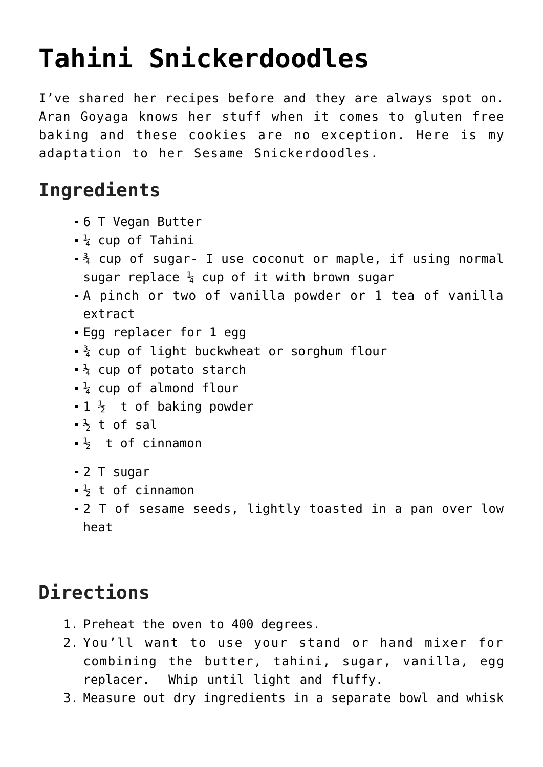# Tahini Snickerdoodles

I've shared her recipes before and they are always spot on. Aran Goyaga knows her stuff when it comes to gluten free baking and these cookies are no exception. Here is my adaptation to her Sesame Snickerdoodles.

## Ingredients

- 6 T Vegan Butter
- ¼ cup of Tahini
- ¾ cup of sugar- I use coconut or maple, if using normal sugar replace ¼ cup of it with brown sugar
- A pinch or two of vanilla powder or 1 tea of vanilla extract
- Egg replacer for 1 egg
- ¾ cup of light buckwheat or sorghum flour
- ¼ cup of potato starch
- ¼ cup of almond flour
- 1 ½  t of baking powder
- ½ t of sal
- ½  t of cinnamon

- 2 T sugar
- ½ t of cinnamon
- 2 T of sesame seeds, lightly toasted in a pan over low heat

## Directions

1. Preheat the oven to 400 degrees.
2. You'll want to use your stand or hand mixer for combining the butter, tahini, sugar, vanilla, egg replacer.  Whip until light and fluffy.
3. Measure out dry ingredients in a separate bowl and whisk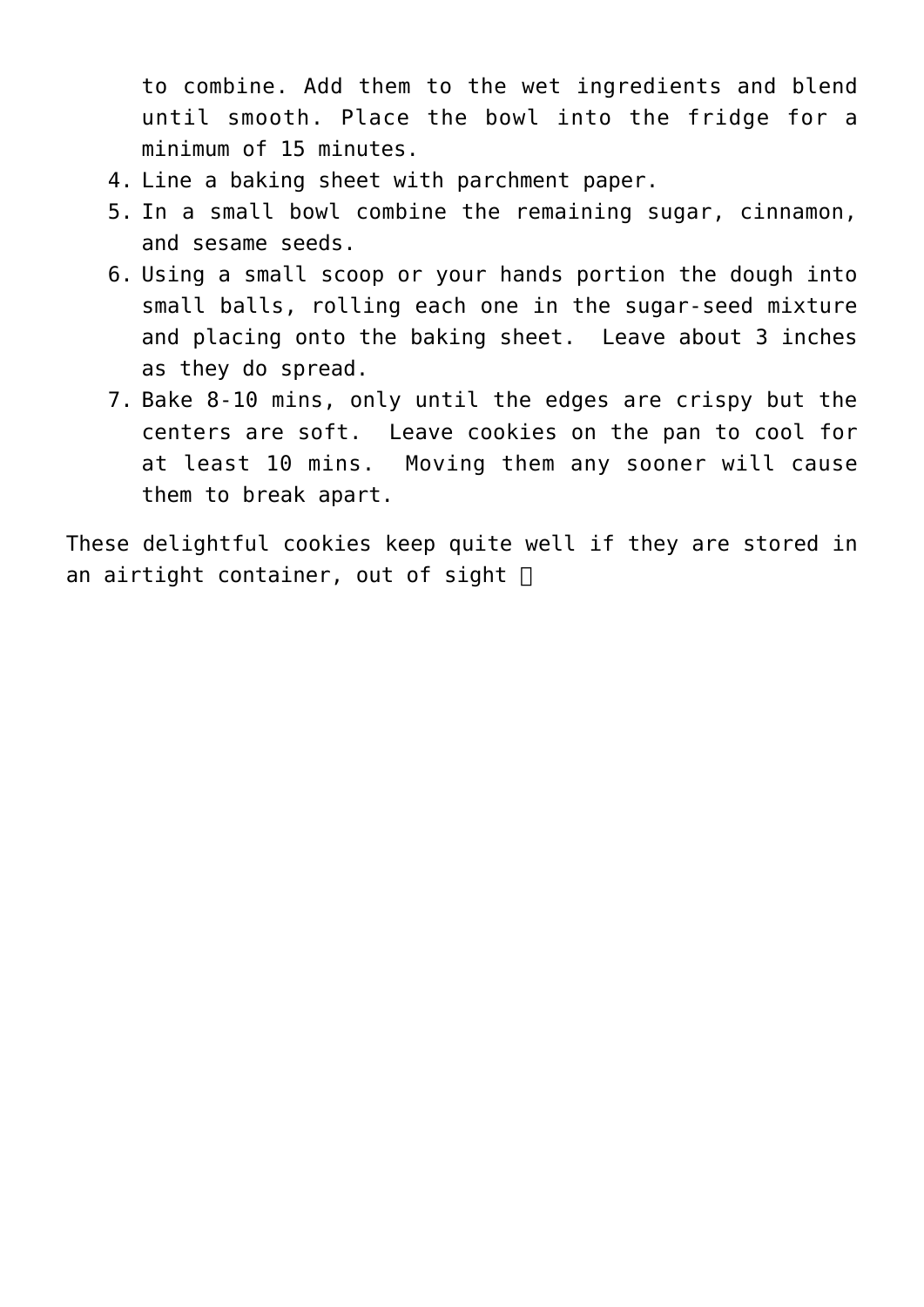to combine. Add them to the wet ingredients and blend until smooth. Place the bowl into the fridge for a minimum of 15 minutes.

4. Line a baking sheet with parchment paper.
5. In a small bowl combine the remaining sugar, cinnamon, and sesame seeds.
6. Using a small scoop or your hands portion the dough into small balls, rolling each one in the sugar-seed mixture and placing onto the baking sheet. Leave about 3 inches as they do spread.
7. Bake 8-10 mins, only until the edges are crispy but the centers are soft. Leave cookies on the pan to cool for at least 10 mins. Moving them any sooner will cause them to break apart.

These delightful cookies keep quite well if they are stored in an airtight container, out of sight